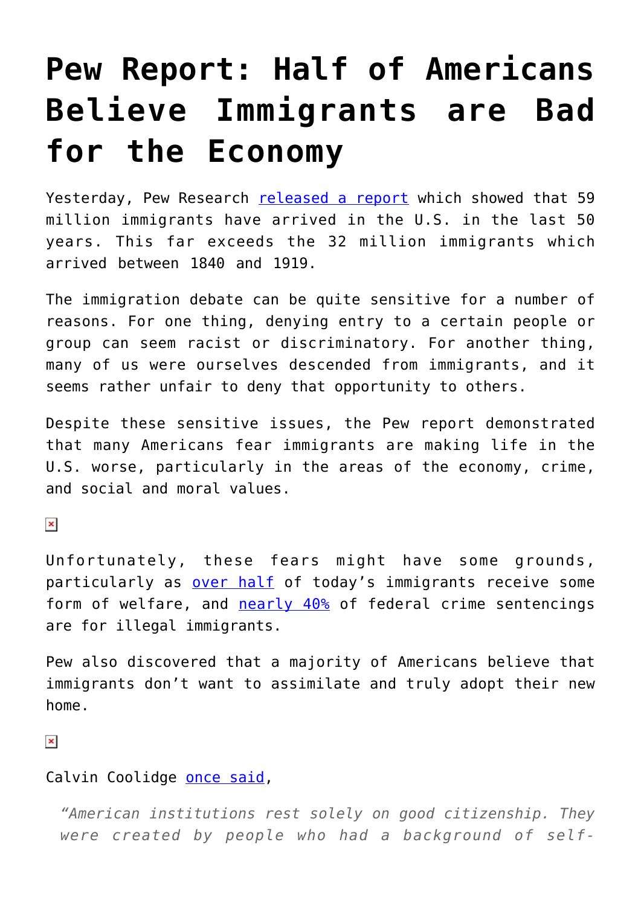# Pew Report: Half of Americans Believe Immigrants are Bad for the Economy

Yesterday, Pew Research released a report which showed that 59 million immigrants have arrived in the U.S. in the last 50 years. This far exceeds the 32 million immigrants which arrived between 1840 and 1919.

The immigration debate can be quite sensitive for a number of reasons. For one thing, denying entry to a certain people or group can seem racist or discriminatory. For another thing, many of us were ourselves descended from immigrants, and it seems rather unfair to deny that opportunity to others.

Despite these sensitive issues, the Pew report demonstrated that many Americans fear immigrants are making life in the U.S. worse, particularly in the areas of the economy, crime, and social and moral values.

Unfortunately, these fears might have some grounds, particularly as over half of today's immigrants receive some form of welfare, and nearly 40% of federal crime sentencings are for illegal immigrants.

Pew also discovered that a majority of Americans believe that immigrants don't want to assimilate and truly adopt their new home.

Calvin Coolidge once said,

> *"American institutions rest solely on good citizenship. They were created by people who had a background of self-*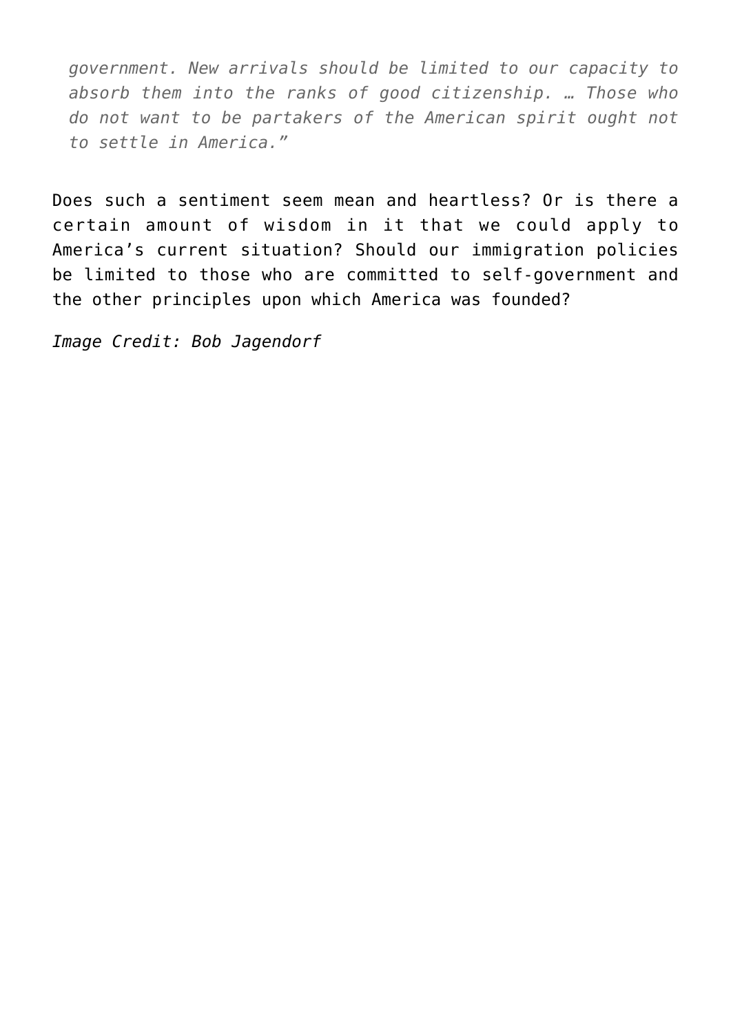> *government. New arrivals should be limited to our capacity to absorb them into the ranks of good citizenship. … Those who do not want to be partakers of the American spirit ought not to settle in America."*

Does such a sentiment seem mean and heartless? Or is there a certain amount of wisdom in it that we could apply to America's current situation? Should our immigration policies be limited to those who are committed to self-government and the other principles upon which America was founded?

*Image Credit: Bob Jagendorf*